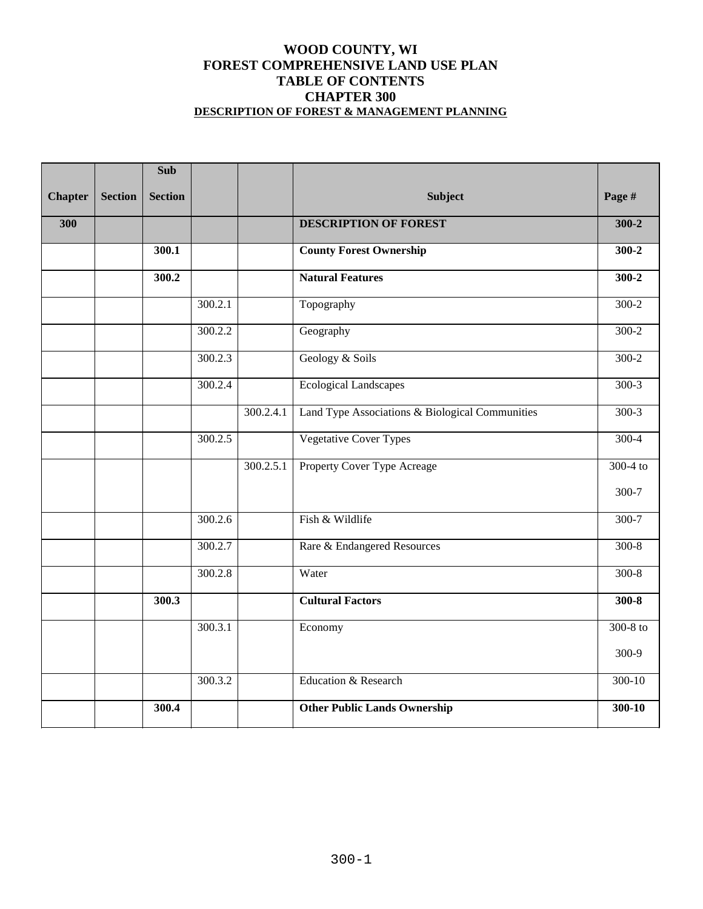# WOOD COUNTY, WI
# FOREST COMPREHENSIVE LAND USE PLAN
# TABLE OF CONTENTS
# CHAPTER 300
## DESCRIPTION OF FOREST & MANAGEMENT PLANNING

| Chapter | Section | Sub Section | | | Subject | Page # |
|---|---|---|---|---|---|---|
| **300** | | | | | **DESCRIPTION OF FOREST** | **300-2** |
| | | **300.1** | | | **County Forest Ownership** | **300-2** |
| | | **300.2** | | | **Natural Features** | **300-2** |
| | | | 300.2.1 | | Topography | 300-2 |
| | | | 300.2.2 | | Geography | 300-2 |
| | | | 300.2.3 | | Geology & Soils | 300-2 |
| | | | 300.2.4 | | Ecological Landscapes | 300-3 |
| | | | | 300.2.4.1 | Land Type Associations & Biological Communities | 300-3 |
| | | | 300.2.5 | | Vegetative Cover Types | 300-4 |
| | | | | 300.2.5.1 | Property Cover Type Acreage | 300-4 to 300-7 |
| | | | 300.2.6 | | Fish & Wildlife | 300-7 |
| | | | 300.2.7 | | Rare & Endangered Resources | 300-8 |
| | | | 300.2.8 | | Water | 300-8 |
| | | **300.3** | | | **Cultural Factors** | **300-8** |
| | | | 300.3.1 | | Economy | 300-8 to 300-9 |
| | | | 300.3.2 | | Education & Research | 300-10 |
| | | **300.4** | | | **Other Public Lands Ownership** | **300-10** |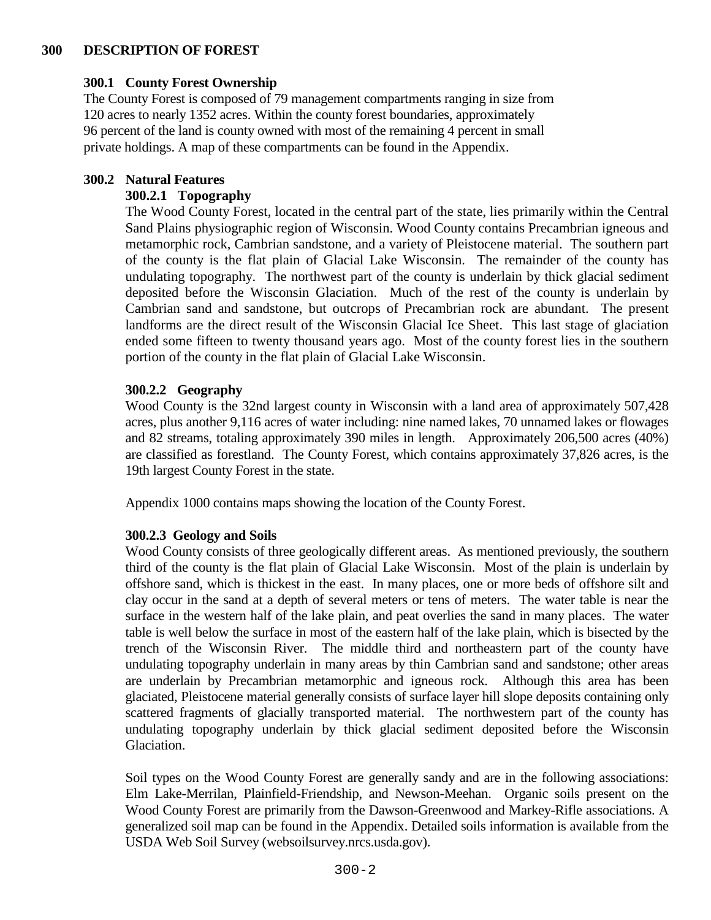# 300 DESCRIPTION OF FOREST

## 300.1 County Forest Ownership

The County Forest is composed of 79 management compartments ranging in size from 120 acres to nearly 1352 acres. Within the county forest boundaries, approximately 96 percent of the land is county owned with most of the remaining 4 percent in small private holdings. A map of these compartments can be found in the Appendix.

## 300.2 Natural Features

### 300.2.1 Topography

The Wood County Forest, located in the central part of the state, lies primarily within the Central Sand Plains physiographic region of Wisconsin. Wood County contains Precambrian igneous and metamorphic rock, Cambrian sandstone, and a variety of Pleistocene material. The southern part of the county is the flat plain of Glacial Lake Wisconsin. The remainder of the county has undulating topography. The northwest part of the county is underlain by thick glacial sediment deposited before the Wisconsin Glaciation. Much of the rest of the county is underlain by Cambrian sand and sandstone, but outcrops of Precambrian rock are abundant. The present landforms are the direct result of the Wisconsin Glacial Ice Sheet. This last stage of glaciation ended some fifteen to twenty thousand years ago. Most of the county forest lies in the southern portion of the county in the flat plain of Glacial Lake Wisconsin.

### 300.2.2 Geography

Wood County is the 32nd largest county in Wisconsin with a land area of approximately 507,428 acres, plus another 9,116 acres of water including: nine named lakes, 70 unnamed lakes or flowages and 82 streams, totaling approximately 390 miles in length. Approximately 206,500 acres (40%) are classified as forestland. The County Forest, which contains approximately 37,826 acres, is the 19th largest County Forest in the state.

Appendix 1000 contains maps showing the location of the County Forest.

### 300.2.3 Geology and Soils

Wood County consists of three geologically different areas. As mentioned previously, the southern third of the county is the flat plain of Glacial Lake Wisconsin. Most of the plain is underlain by offshore sand, which is thickest in the east. In many places, one or more beds of offshore silt and clay occur in the sand at a depth of several meters or tens of meters. The water table is near the surface in the western half of the lake plain, and peat overlies the sand in many places. The water table is well below the surface in most of the eastern half of the lake plain, which is bisected by the trench of the Wisconsin River. The middle third and northeastern part of the county have undulating topography underlain in many areas by thin Cambrian sand and sandstone; other areas are underlain by Precambrian metamorphic and igneous rock. Although this area has been glaciated, Pleistocene material generally consists of surface layer hill slope deposits containing only scattered fragments of glacially transported material. The northwestern part of the county has undulating topography underlain by thick glacial sediment deposited before the Wisconsin Glaciation.

Soil types on the Wood County Forest are generally sandy and are in the following associations: Elm Lake-Merrilan, Plainfield-Friendship, and Newson-Meehan. Organic soils present on the Wood County Forest are primarily from the Dawson-Greenwood and Markey-Rifle associations. A generalized soil map can be found in the Appendix. Detailed soils information is available from the USDA Web Soil Survey (websoilsurvey.nrcs.usda.gov).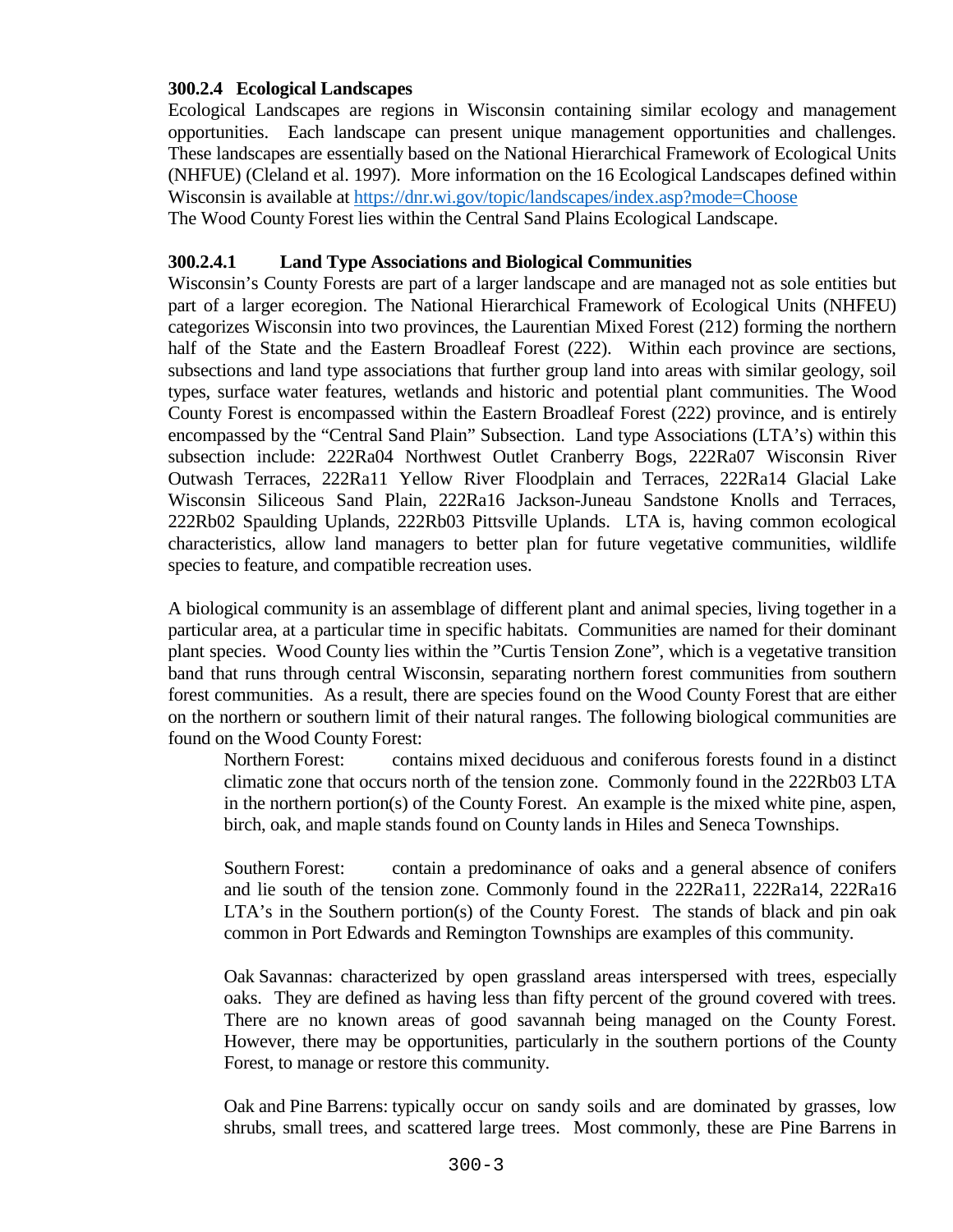### 300.2.4 Ecological Landscapes

Ecological Landscapes are regions in Wisconsin containing similar ecology and management opportunities. Each landscape can present unique management opportunities and challenges. These landscapes are essentially based on the National Hierarchical Framework of Ecological Units (NHFUE) (Cleland et al. 1997). More information on the 16 Ecological Landscapes defined within Wisconsin is available at [https://dnr.wi.gov/topic/landscapes/index.asp?mode=Choose](https://dnr.wi.gov/topic/landscapes/index.asp?mode=Choose)
The Wood County Forest lies within the Central Sand Plains Ecological Landscape.

#### 300.2.4.1 Land Type Associations and Biological Communities

Wisconsin's County Forests are part of a larger landscape and are managed not as sole entities but part of a larger ecoregion. The National Hierarchical Framework of Ecological Units (NHFEU) categorizes Wisconsin into two provinces, the Laurentian Mixed Forest (212) forming the northern half of the State and the Eastern Broadleaf Forest (222). Within each province are sections, subsections and land type associations that further group land into areas with similar geology, soil types, surface water features, wetlands and historic and potential plant communities. The Wood County Forest is encompassed within the Eastern Broadleaf Forest (222) province, and is entirely encompassed by the "Central Sand Plain" Subsection. Land type Associations (LTA's) within this subsection include: 222Ra04 Northwest Outlet Cranberry Bogs, 222Ra07 Wisconsin River Outwash Terraces, 222Ra11 Yellow River Floodplain and Terraces, 222Ra14 Glacial Lake Wisconsin Siliceous Sand Plain, 222Ra16 Jackson-Juneau Sandstone Knolls and Terraces, 222Rb02 Spaulding Uplands, 222Rb03 Pittsville Uplands. LTA is, having common ecological characteristics, allow land managers to better plan for future vegetative communities, wildlife species to feature, and compatible recreation uses.

A biological community is an assemblage of different plant and animal species, living together in a particular area, at a particular time in specific habitats. Communities are named for their dominant plant species. Wood County lies within the "Curtis Tension Zone", which is a vegetative transition band that runs through central Wisconsin, separating northern forest communities from southern forest communities. As a result, there are species found on the Wood County Forest that are either on the northern or southern limit of their natural ranges. The following biological communities are found on the Wood County Forest:

Northern Forest: contains mixed deciduous and coniferous forests found in a distinct climatic zone that occurs north of the tension zone. Commonly found in the 222Rb03 LTA in the northern portion(s) of the County Forest. An example is the mixed white pine, aspen, birch, oak, and maple stands found on County lands in Hiles and Seneca Townships.

Southern Forest: contain a predominance of oaks and a general absence of conifers and lie south of the tension zone. Commonly found in the 222Ra11, 222Ra14, 222Ra16 LTA's in the Southern portion(s) of the County Forest. The stands of black and pin oak common in Port Edwards and Remington Townships are examples of this community.

Oak Savannas: characterized by open grassland areas interspersed with trees, especially oaks. They are defined as having less than fifty percent of the ground covered with trees. There are no known areas of good savannah being managed on the County Forest. However, there may be opportunities, particularly in the southern portions of the County Forest, to manage or restore this community.

Oak and Pine Barrens: typically occur on sandy soils and are dominated by grasses, low shrubs, small trees, and scattered large trees. Most commonly, these are Pine Barrens in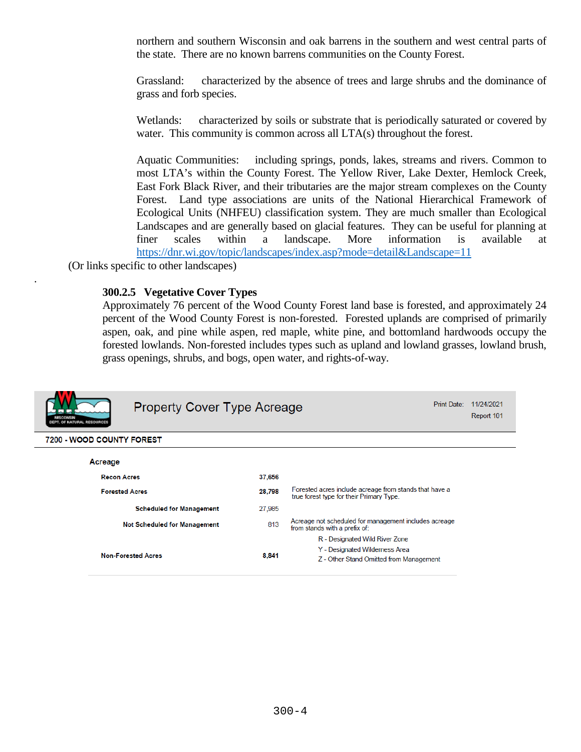northern and southern Wisconsin and oak barrens in the southern and west central parts of the state. There are no known barrens communities on the County Forest.

Grassland: characterized by the absence of trees and large shrubs and the dominance of grass and forb species.

Wetlands: characterized by soils or substrate that is periodically saturated or covered by water. This community is common across all LTA(s) throughout the forest.

Aquatic Communities: including springs, ponds, lakes, streams and rivers. Common to most LTA's within the County Forest. The Yellow River, Lake Dexter, Hemlock Creek, East Fork Black River, and their tributaries are the major stream complexes on the County Forest. Land type associations are units of the National Hierarchical Framework of Ecological Units (NHFEU) classification system. They are much smaller than Ecological Landscapes and are generally based on glacial features. They can be useful for planning at finer scales within a landscape. More information is available at https://dnr.wi.gov/topic/landscapes/index.asp?mode=detail&Landscape=11

(Or links specific to other landscapes)

.

### 300.2.5 Vegetative Cover Types

Approximately 76 percent of the Wood County Forest land base is forested, and approximately 24 percent of the Wood County Forest is non-forested. Forested uplands are comprised of primarily aspen, oak, and pine while aspen, red maple, white pine, and bottomland hardwoods occupy the forested lowlands. Non-forested includes types such as upland and lowland grasses, lowland brush, grass openings, shrubs, and bogs, open water, and rights-of-way.

**Property Cover Type Acreage**

Print Date: 11/24/2021
Report 101

**7200 - WOOD COUNTY FOREST**

**Acreage**

| | | |
|---|---|---|
| **Recon Acres** | **37,656** | |
| **Forested Acres** | **28,798** | Forested acres include acreage from stands that have a true forest type for their Primary Type. |
| Scheduled for Management | 27,985 | |
| Not Scheduled for Management | 813 | Acreage not scheduled for management includes acreage from stands with a prefix of: R - Designated Wild River Zone; Y - Designated Wilderness Area; Z - Other Stand Omitted from Management |
| **Non-Forested Acres** | **8,841** | |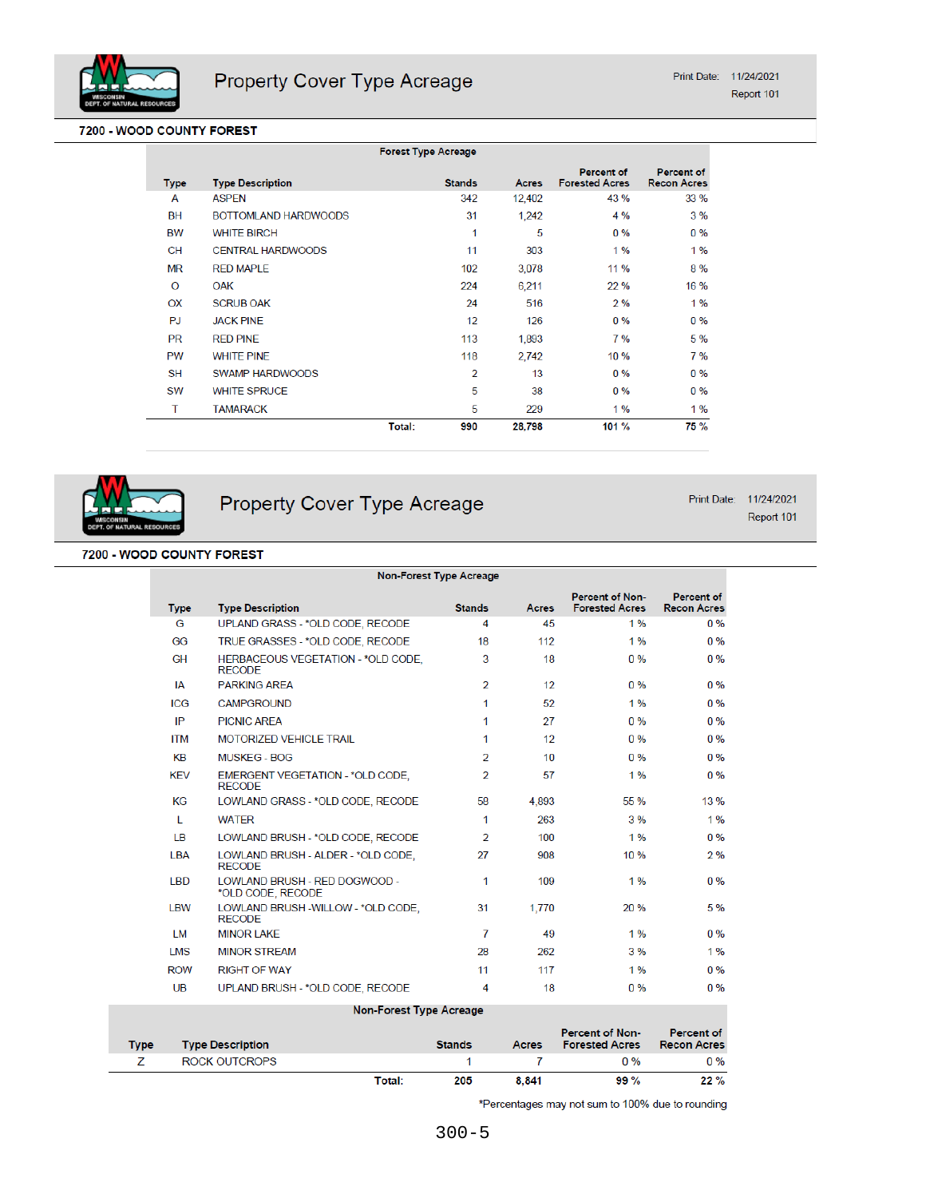# Property Cover Type Acreage

Print Date: 11/24/2021
Report 101

## 7200 - WOOD COUNTY FOREST

**Forest Type Acreage**

| Type | Type Description | Stands | Acres | Percent of Forested Acres | Percent of Recon Acres |
|---|---|---|---|---|---|
| A | ASPEN | 342 | 12,402 | 43 % | 33 % |
| BH | BOTTOMLAND HARDWOODS | 31 | 1,242 | 4 % | 3 % |
| BW | WHITE BIRCH | 1 | 5 | 0 % | 0 % |
| CH | CENTRAL HARDWOODS | 11 | 303 | 1 % | 1 % |
| MR | RED MAPLE | 102 | 3,078 | 11 % | 8 % |
| O | OAK | 224 | 6,211 | 22 % | 16 % |
| OX | SCRUB OAK | 24 | 516 | 2 % | 1 % |
| PJ | JACK PINE | 12 | 126 | 0 % | 0 % |
| PR | RED PINE | 113 | 1,893 | 7 % | 5 % |
| PW | WHITE PINE | 118 | 2,742 | 10 % | 7 % |
| SH | SWAMP HARDWOODS | 2 | 13 | 0 % | 0 % |
| SW | WHITE SPRUCE | 5 | 38 | 0 % | 0 % |
| T | TAMARACK | 5 | 229 | 1 % | 1 % |
| | **Total:** | **990** | **28,798** | **101 %** | **75 %** |

# Property Cover Type Acreage

Print Date: 11/24/2021
Report 101

## 7200 - WOOD COUNTY FOREST

**Non-Forest Type Acreage**

| Type | Type Description | Stands | Acres | Percent of Non-Forested Acres | Percent of Recon Acres |
|---|---|---|---|---|---|
| G | UPLAND GRASS - *OLD CODE, RECODE | 4 | 45 | 1 % | 0 % |
| GG | TRUE GRASSES - *OLD CODE, RECODE | 18 | 112 | 1 % | 0 % |
| GH | HERBACEOUS VEGETATION - *OLD CODE, RECODE | 3 | 18 | 0 % | 0 % |
| IA | PARKING AREA | 2 | 12 | 0 % | 0 % |
| ICG | CAMPGROUND | 1 | 52 | 1 % | 0 % |
| IP | PICNIC AREA | 1 | 27 | 0 % | 0 % |
| ITM | MOTORIZED VEHICLE TRAIL | 1 | 12 | 0 % | 0 % |
| KB | MUSKEG - BOG | 2 | 10 | 0 % | 0 % |
| KEV | EMERGENT VEGETATION - *OLD CODE, RECODE | 2 | 57 | 1 % | 0 % |
| KG | LOWLAND GRASS - *OLD CODE, RECODE | 58 | 4,893 | 55 % | 13 % |
| L | WATER | 1 | 263 | 3 % | 1 % |
| LB | LOWLAND BRUSH - *OLD CODE, RECODE | 2 | 100 | 1 % | 0 % |
| LBA | LOWLAND BRUSH - ALDER - *OLD CODE, RECODE | 27 | 908 | 10 % | 2 % |
| LBD | LOWLAND BRUSH - RED DOGWOOD - *OLD CODE, RECODE | 1 | 109 | 1 % | 0 % |
| LBW | LOWLAND BRUSH -WILLOW - *OLD CODE, RECODE | 31 | 1,770 | 20 % | 5 % |
| LM | MINOR LAKE | 7 | 49 | 1 % | 0 % |
| LMS | MINOR STREAM | 28 | 262 | 3 % | 1 % |
| ROW | RIGHT OF WAY | 11 | 117 | 1 % | 0 % |
| UB | UPLAND BRUSH - *OLD CODE, RECODE | 4 | 18 | 0 % | 0 % |
| Z | ROCK OUTCROPS | 1 | 7 | 0 % | 0 % |
| | **Total:** | **205** | **8,841** | **99 %** | **22 %** |

*Percentages may not sum to 100% due to rounding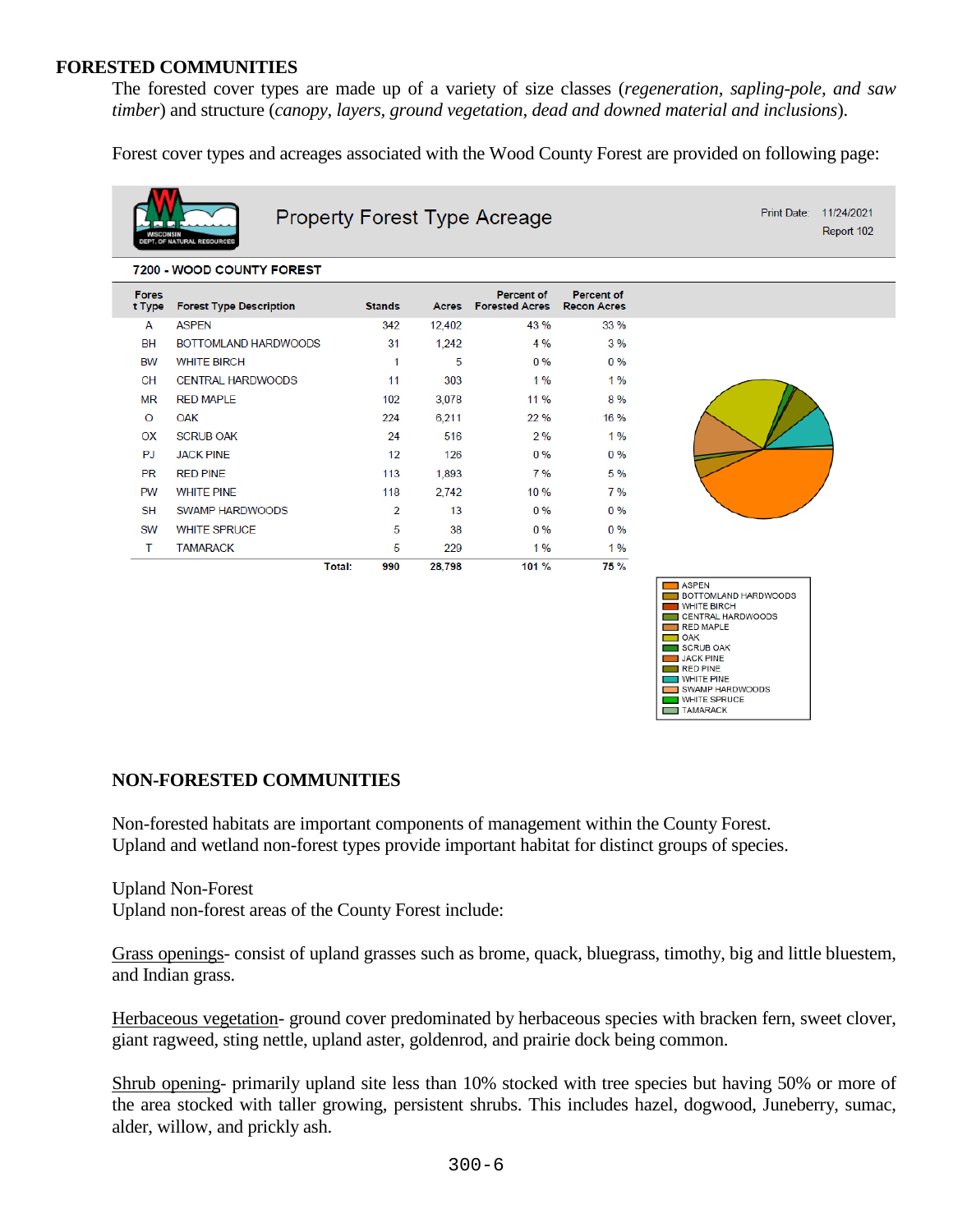## FORESTED COMMUNITIES

The forested cover types are made up of a variety of size classes (*regeneration, sapling-pole, and saw timber*) and structure (*canopy, layers, ground vegetation, dead and downed material and inclusions*).

Forest cover types and acreages associated with the Wood County Forest are provided on following page:

**Property Forest Type Acreage**

Print Date: 11/24/2021
Report 102

**7200 - WOOD COUNTY FOREST**

| Forest Type | Forest Type Description | Stands | Acres | Percent of Forested Acres | Percent of Recon Acres |
|---|---|---|---|---|---|
| A | ASPEN | 342 | 12,402 | 43 % | 33 % |
| BH | BOTTOMLAND HARDWOODS | 31 | 1,242 | 4 % | 3 % |
| BW | WHITE BIRCH | 1 | 5 | 0 % | 0 % |
| CH | CENTRAL HARDWOODS | 11 | 303 | 1 % | 1 % |
| MR | RED MAPLE | 102 | 3,078 | 11 % | 8 % |
| O | OAK | 224 | 6,211 | 22 % | 16 % |
| OX | SCRUB OAK | 24 | 516 | 2 % | 1 % |
| PJ | JACK PINE | 12 | 126 | 0 % | 0 % |
| PR | RED PINE | 113 | 1,893 | 7 % | 5 % |
| PW | WHITE PINE | 118 | 2,742 | 10 % | 7 % |
| SH | SWAMP HARDWOODS | 2 | 13 | 0 % | 0 % |
| SW | WHITE SPRUCE | 5 | 38 | 0 % | 0 % |
| T | TAMARACK | 5 | 229 | 1 % | 1 % |
| | **Total:** | **990** | **28,798** | **101 %** | **75 %** |

## NON-FORESTED COMMUNITIES

Non-forested habitats are important components of management within the County Forest. Upland and wetland non-forest types provide important habitat for distinct groups of species.

Upland Non-Forest
Upland non-forest areas of the County Forest include:

<u>Grass openings</u>- consist of upland grasses such as brome, quack, bluegrass, timothy, big and little bluestem, and Indian grass.

<u>Herbaceous vegetation</u>- ground cover predominated by herbaceous species with bracken fern, sweet clover, giant ragweed, sting nettle, upland aster, goldenrod, and prairie dock being common.

<u>Shrub opening</u>- primarily upland site less than 10% stocked with tree species but having 50% or more of the area stocked with taller growing, persistent shrubs. This includes hazel, dogwood, Juneberry, sumac, alder, willow, and prickly ash.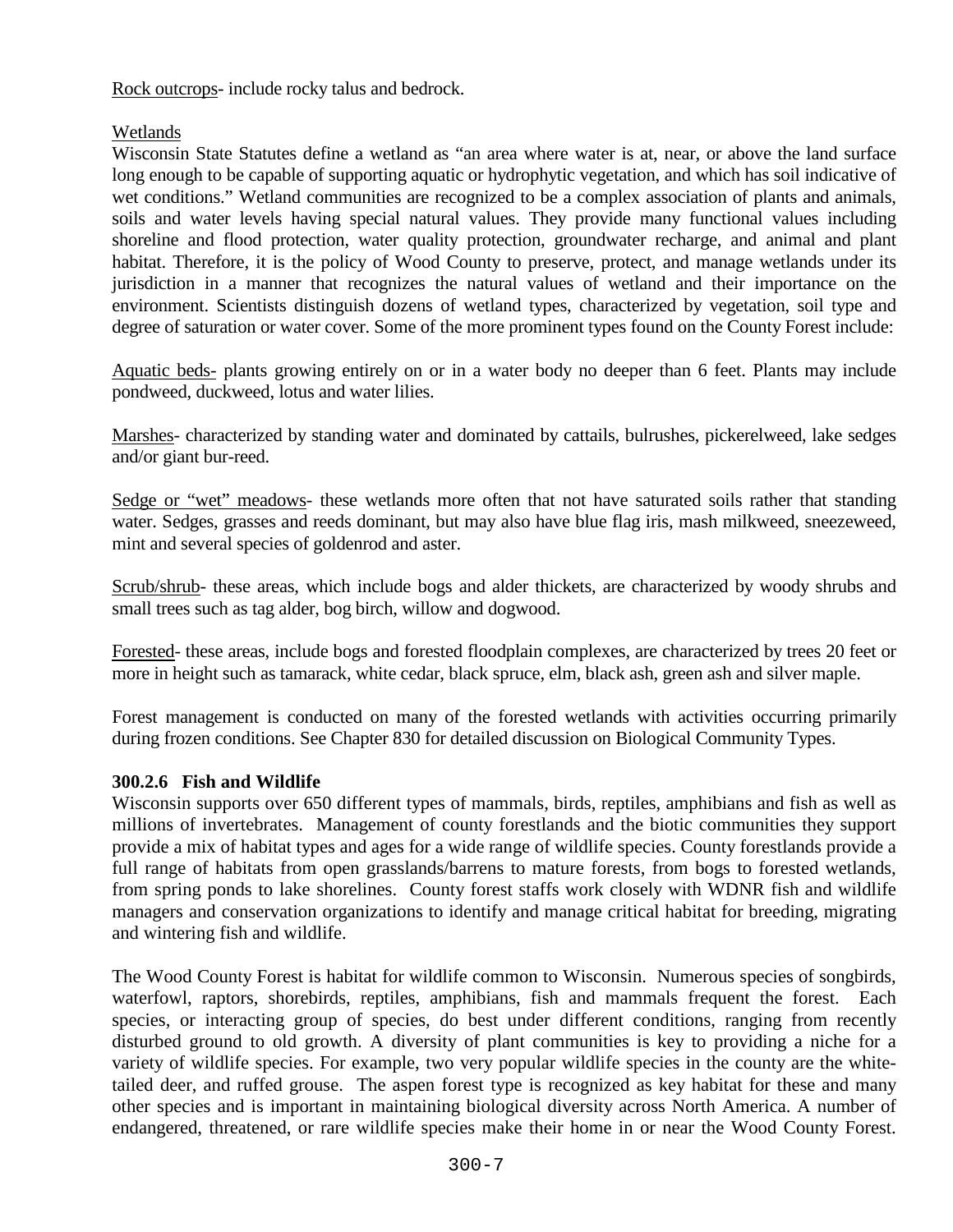<u>Rock outcrops</u>- include rocky talus and bedrock.

<u>Wetlands</u>
Wisconsin State Statutes define a wetland as "an area where water is at, near, or above the land surface long enough to be capable of supporting aquatic or hydrophytic vegetation, and which has soil indicative of wet conditions." Wetland communities are recognized to be a complex association of plants and animals, soils and water levels having special natural values. They provide many functional values including shoreline and flood protection, water quality protection, groundwater recharge, and animal and plant habitat. Therefore, it is the policy of Wood County to preserve, protect, and manage wetlands under its jurisdiction in a manner that recognizes the natural values of wetland and their importance on the environment. Scientists distinguish dozens of wetland types, characterized by vegetation, soil type and degree of saturation or water cover. Some of the more prominent types found on the County Forest include:

<u>Aquatic beds-</u> plants growing entirely on or in a water body no deeper than 6 feet. Plants may include pondweed, duckweed, lotus and water lilies.

<u>Marshes</u>- characterized by standing water and dominated by cattails, bulrushes, pickerelweed, lake sedges and/or giant bur-reed.

<u>Sedge or "wet" meadows</u>- these wetlands more often that not have saturated soils rather that standing water. Sedges, grasses and reeds dominant, but may also have blue flag iris, mash milkweed, sneezeweed, mint and several species of goldenrod and aster.

<u>Scrub/shrub</u>- these areas, which include bogs and alder thickets, are characterized by woody shrubs and small trees such as tag alder, bog birch, willow and dogwood.

<u>Forested</u>- these areas, include bogs and forested floodplain complexes, are characterized by trees 20 feet or more in height such as tamarack, white cedar, black spruce, elm, black ash, green ash and silver maple.

Forest management is conducted on many of the forested wetlands with activities occurring primarily during frozen conditions. See Chapter 830 for detailed discussion on Biological Community Types.

### 300.2.6 Fish and Wildlife

Wisconsin supports over 650 different types of mammals, birds, reptiles, amphibians and fish as well as millions of invertebrates. Management of county forestlands and the biotic communities they support provide a mix of habitat types and ages for a wide range of wildlife species. County forestlands provide a full range of habitats from open grasslands/barrens to mature forests, from bogs to forested wetlands, from spring ponds to lake shorelines. County forest staffs work closely with WDNR fish and wildlife managers and conservation organizations to identify and manage critical habitat for breeding, migrating and wintering fish and wildlife.

The Wood County Forest is habitat for wildlife common to Wisconsin. Numerous species of songbirds, waterfowl, raptors, shorebirds, reptiles, amphibians, fish and mammals frequent the forest. Each species, or interacting group of species, do best under different conditions, ranging from recently disturbed ground to old growth. A diversity of plant communities is key to providing a niche for a variety of wildlife species. For example, two very popular wildlife species in the county are the white-tailed deer, and ruffed grouse. The aspen forest type is recognized as key habitat for these and many other species and is important in maintaining biological diversity across North America. A number of endangered, threatened, or rare wildlife species make their home in or near the Wood County Forest.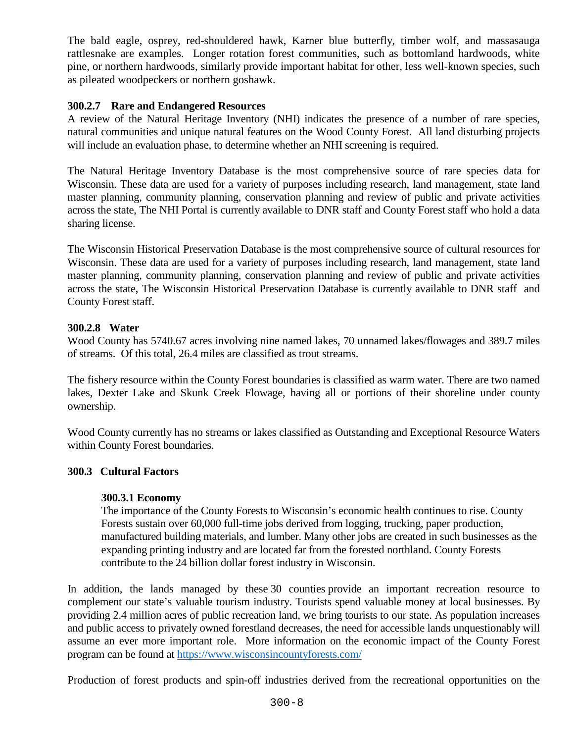The bald eagle, osprey, red-shouldered hawk, Karner blue butterfly, timber wolf, and massasauga rattlesnake are examples. Longer rotation forest communities, such as bottomland hardwoods, white pine, or northern hardwoods, similarly provide important habitat for other, less well-known species, such as pileated woodpeckers or northern goshawk.

### 300.2.7 Rare and Endangered Resources

A review of the Natural Heritage Inventory (NHI) indicates the presence of a number of rare species, natural communities and unique natural features on the Wood County Forest. All land disturbing projects will include an evaluation phase, to determine whether an NHI screening is required.

The Natural Heritage Inventory Database is the most comprehensive source of rare species data for Wisconsin. These data are used for a variety of purposes including research, land management, state land master planning, community planning, conservation planning and review of public and private activities across the state, The NHI Portal is currently available to DNR staff and County Forest staff who hold a data sharing license.

The Wisconsin Historical Preservation Database is the most comprehensive source of cultural resources for Wisconsin. These data are used for a variety of purposes including research, land management, state land master planning, community planning, conservation planning and review of public and private activities across the state, The Wisconsin Historical Preservation Database is currently available to DNR staff and County Forest staff.

### 300.2.8 Water

Wood County has 5740.67 acres involving nine named lakes, 70 unnamed lakes/flowages and 389.7 miles of streams. Of this total, 26.4 miles are classified as trout streams.

The fishery resource within the County Forest boundaries is classified as warm water. There are two named lakes, Dexter Lake and Skunk Creek Flowage, having all or portions of their shoreline under county ownership.

Wood County currently has no streams or lakes classified as Outstanding and Exceptional Resource Waters within County Forest boundaries.

## 300.3 Cultural Factors

### 300.3.1 Economy

The importance of the County Forests to Wisconsin's economic health continues to rise. County Forests sustain over 60,000 full-time jobs derived from logging, trucking, paper production, manufactured building materials, and lumber. Many other jobs are created in such businesses as the expanding printing industry and are located far from the forested northland. County Forests contribute to the 24 billion dollar forest industry in Wisconsin.

In addition, the lands managed by these 30 counties provide an important recreation resource to complement our state's valuable tourism industry. Tourists spend valuable money at local businesses. By providing 2.4 million acres of public recreation land, we bring tourists to our state. As population increases and public access to privately owned forestland decreases, the need for accessible lands unquestionably will assume an ever more important role. More information on the economic impact of the County Forest program can be found at https://www.wisconsincountyforests.com/

Production of forest products and spin-off industries derived from the recreational opportunities on the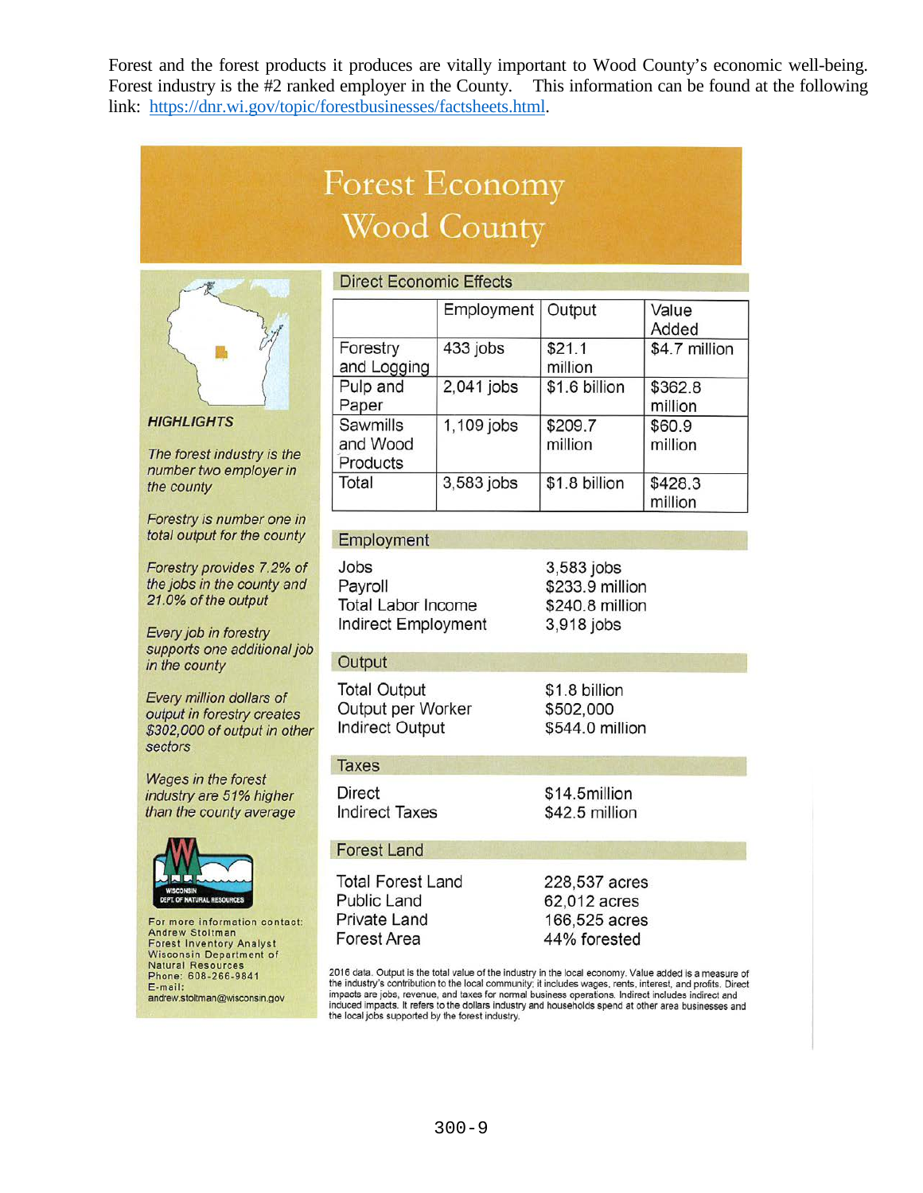Forest and the forest products it produces are vitally important to Wood County's economic well-being. Forest industry is the #2 ranked employer in the County. This information can be found at the following link: https://dnr.wi.gov/topic/forestbusinesses/factsheets.html.

# Forest Economy Wood County

### HIGHLIGHTS

*The forest industry is the number two employer in the county*

*Forestry is number one in total output for the county*

*Forestry provides 7.2% of the jobs in the county and 21.0% of the output*

*Every job in forestry supports one additional job in the county*

*Every million dollars of output in forestry creates $302,000 of output in other sectors*

*Wages in the forest industry are 51% higher than the county average*

WISCONSIN DEPT. OF NATURAL RESOURCES

For more information contact:
Andrew Stoltman
Forest Inventory Analyst
Wisconsin Department of Natural Resources
Phone: 608-266-9841
E-mail: andrew.stoltman@wisconsin.gov

## Direct Economic Effects

| | Employment | Output | Value Added |
|---|---|---|---|
| Forestry and Logging | 433 jobs | $21.1 million | $4.7 million |
| Pulp and Paper | 2,041 jobs | $1.6 billion | $362.8 million |
| Sawmills and Wood Products | 1,109 jobs | $209.7 million | $60.9 million |
| Total | 3,583 jobs | $1.8 billion | $428.3 million |

## Employment

| | |
|---|---|
| Jobs | 3,583 jobs |
| Payroll | $233.9 million |
| Total Labor Income | $240.8 million |
| Indirect Employment | 3,918 jobs |

## Output

| | |
|---|---|
| Total Output | $1.8 billion |
| Output per Worker | $502,000 |
| Indirect Output | $544.0 million |

## Taxes

| | |
|---|---|
| Direct | $14.5million |
| Indirect Taxes | $42.5 million |

## Forest Land

| | |
|---|---|
| Total Forest Land | 228,537 acres |
| Public Land | 62,012 acres |
| Private Land | 166,525 acres |
| Forest Area | 44% forested |

2016 data. Output is the total value of the industry in the local economy. Value added is a measure of the industry's contribution to the local community; it includes wages, rents, interest, and profits. Direct impacts are jobs, revenue, and taxes for normal business operations. Indirect includes indirect and induced impacts. It refers to the dollars industry and households spend at other area businesses and the local jobs supported by the forest industry.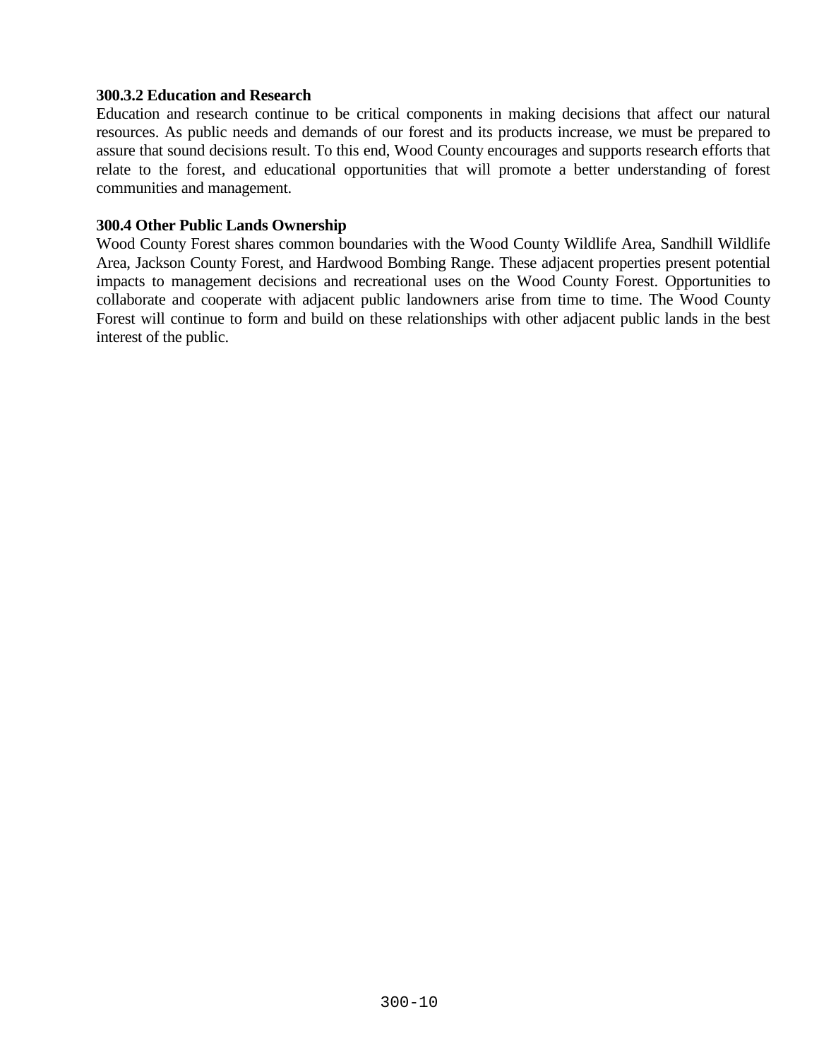**300.3.2 Education and Research**

Education and research continue to be critical components in making decisions that affect our natural resources. As public needs and demands of our forest and its products increase, we must be prepared to assure that sound decisions result. To this end, Wood County encourages and supports research efforts that relate to the forest, and educational opportunities that will promote a better understanding of forest communities and management.

**300.4 Other Public Lands Ownership**

Wood County Forest shares common boundaries with the Wood County Wildlife Area, Sandhill Wildlife Area, Jackson County Forest, and Hardwood Bombing Range. These adjacent properties present potential impacts to management decisions and recreational uses on the Wood County Forest. Opportunities to collaborate and cooperate with adjacent public landowners arise from time to time. The Wood County Forest will continue to form and build on these relationships with other adjacent public lands in the best interest of the public.